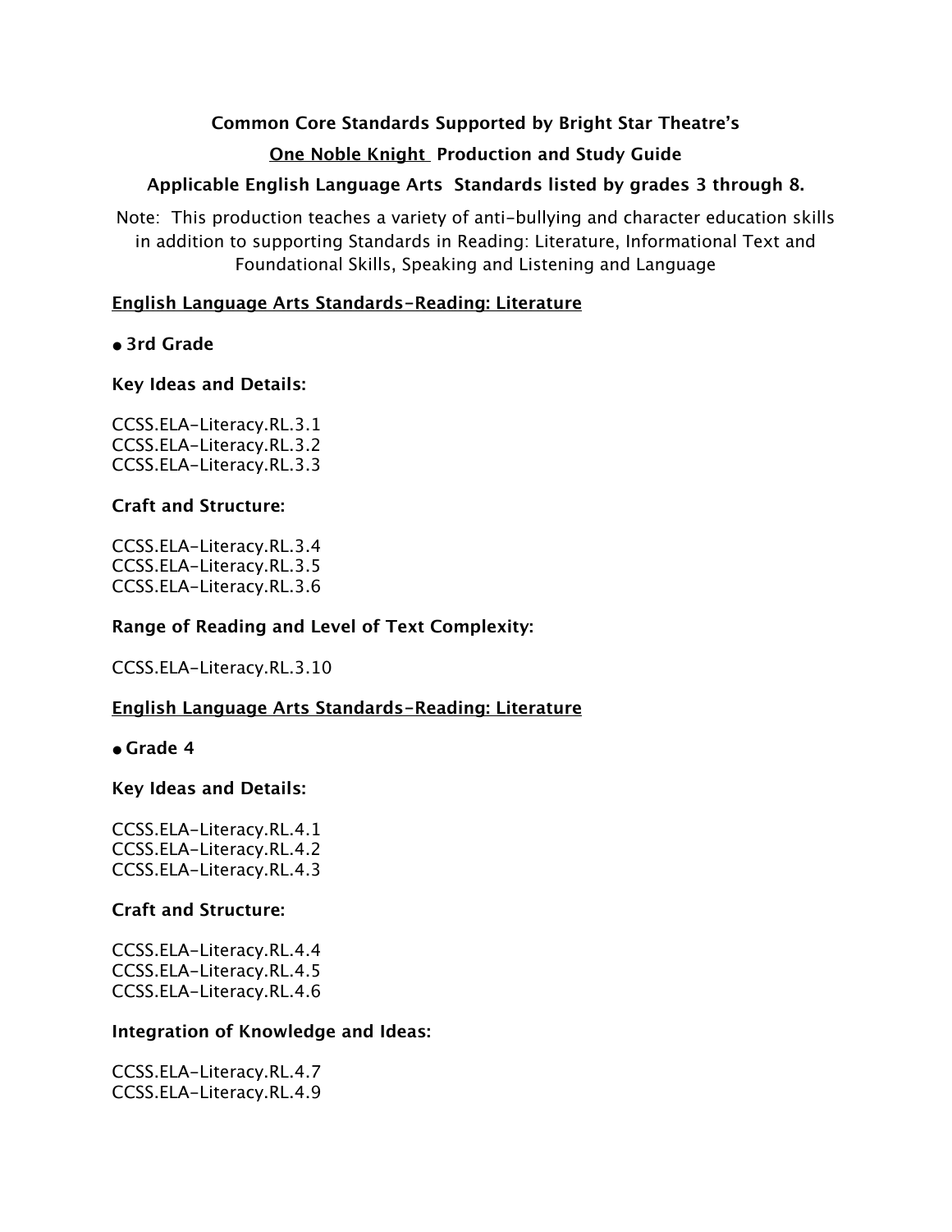**Common Core Standards Supported by Bright Star Theatre's**

**<u>One Noble Knight</u> Production and Study Guide**

**Applicable English Language Arts Standards listed by grades 3 through 8.**

Note: This production teaches a variety of anti-bullying and character education skills in addition to supporting Standards in Reading: Literature, Informational Text and Foundational Skills, Speaking and Listening and Language

## <u>English Language Arts Standards-Reading: Literature</u>

- **3rd Grade**

**Key Ideas and Details:**

CCSS.ELA-Literacy.RL.3.1
CCSS.ELA-Literacy.RL.3.2
CCSS.ELA-Literacy.RL.3.3

**Craft and Structure:**

CCSS.ELA-Literacy.RL.3.4
CCSS.ELA-Literacy.RL.3.5
CCSS.ELA-Literacy.RL.3.6

**Range of Reading and Level of Text Complexity:**

CCSS.ELA-Literacy.RL.3.10

## <u>English Language Arts Standards-Reading: Literature</u>

- **Grade 4**

**Key Ideas and Details:**

CCSS.ELA-Literacy.RL.4.1
CCSS.ELA-Literacy.RL.4.2
CCSS.ELA-Literacy.RL.4.3

**Craft and Structure:**

CCSS.ELA-Literacy.RL.4.4
CCSS.ELA-Literacy.RL.4.5
CCSS.ELA-Literacy.RL.4.6

**Integration of Knowledge and Ideas:**

CCSS.ELA-Literacy.RL.4.7
CCSS.ELA-Literacy.RL.4.9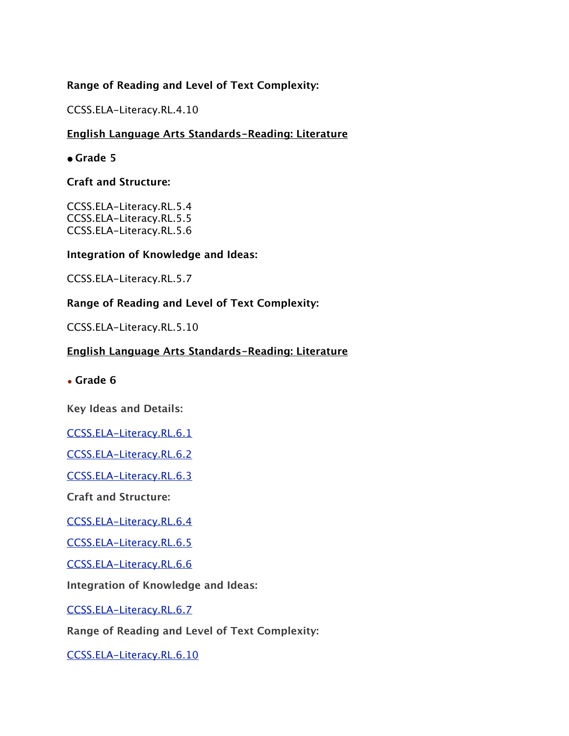**Range of Reading and Level of Text Complexity:**

CCSS.ELA-Literacy.RL.4.10

**English Language Arts Standards-Reading: Literature**

- **Grade 5**

**Craft and Structure:**

CCSS.ELA-Literacy.RL.5.4
CCSS.ELA-Literacy.RL.5.5
CCSS.ELA-Literacy.RL.5.6

**Integration of Knowledge and Ideas:**

CCSS.ELA-Literacy.RL.5.7

**Range of Reading and Level of Text Complexity:**

CCSS.ELA-Literacy.RL.5.10

**English Language Arts Standards-Reading: Literature**

- **Grade 6**

**Key Ideas and Details:**

CCSS.ELA-Literacy.RL.6.1

CCSS.ELA-Literacy.RL.6.2

CCSS.ELA-Literacy.RL.6.3

**Craft and Structure:**

CCSS.ELA-Literacy.RL.6.4

CCSS.ELA-Literacy.RL.6.5

CCSS.ELA-Literacy.RL.6.6

**Integration of Knowledge and Ideas:**

CCSS.ELA-Literacy.RL.6.7

**Range of Reading and Level of Text Complexity:**

CCSS.ELA-Literacy.RL.6.10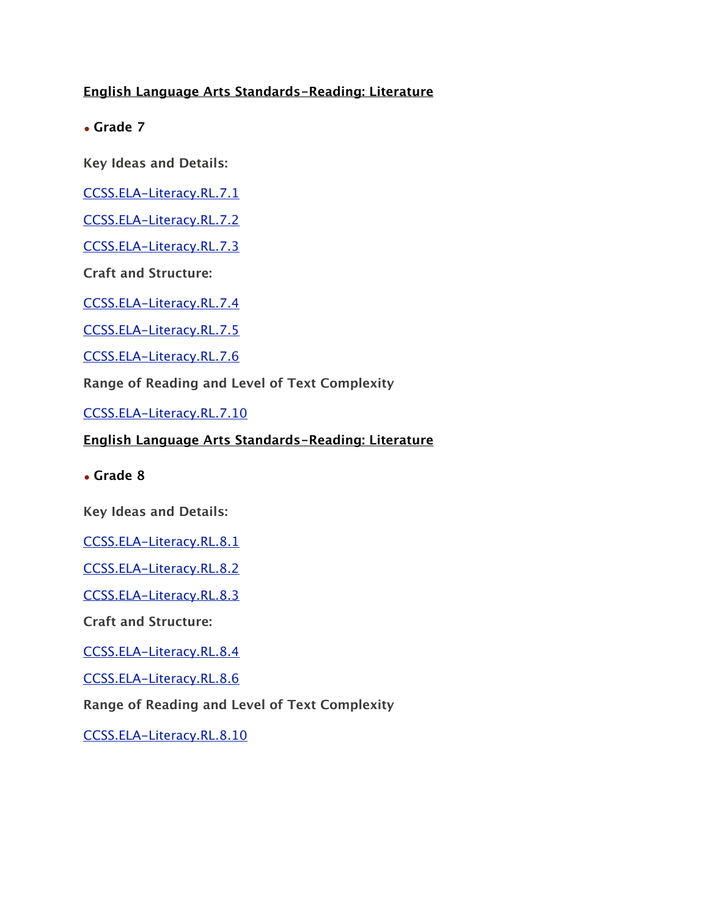**English Language Arts Standards-Reading: Literature**

- **Grade 7**

**Key Ideas and Details:**

CCSS.ELA-Literacy.RL.7.1

CCSS.ELA-Literacy.RL.7.2

CCSS.ELA-Literacy.RL.7.3

**Craft and Structure:**

CCSS.ELA-Literacy.RL.7.4

CCSS.ELA-Literacy.RL.7.5

CCSS.ELA-Literacy.RL.7.6

**Range of Reading and Level of Text Complexity**

CCSS.ELA-Literacy.RL.7.10

**English Language Arts Standards-Reading: Literature**

- **Grade 8**

**Key Ideas and Details:**

CCSS.ELA-Literacy.RL.8.1

CCSS.ELA-Literacy.RL.8.2

CCSS.ELA-Literacy.RL.8.3

**Craft and Structure:**

CCSS.ELA-Literacy.RL.8.4

CCSS.ELA-Literacy.RL.8.6

**Range of Reading and Level of Text Complexity**

CCSS.ELA-Literacy.RL.8.10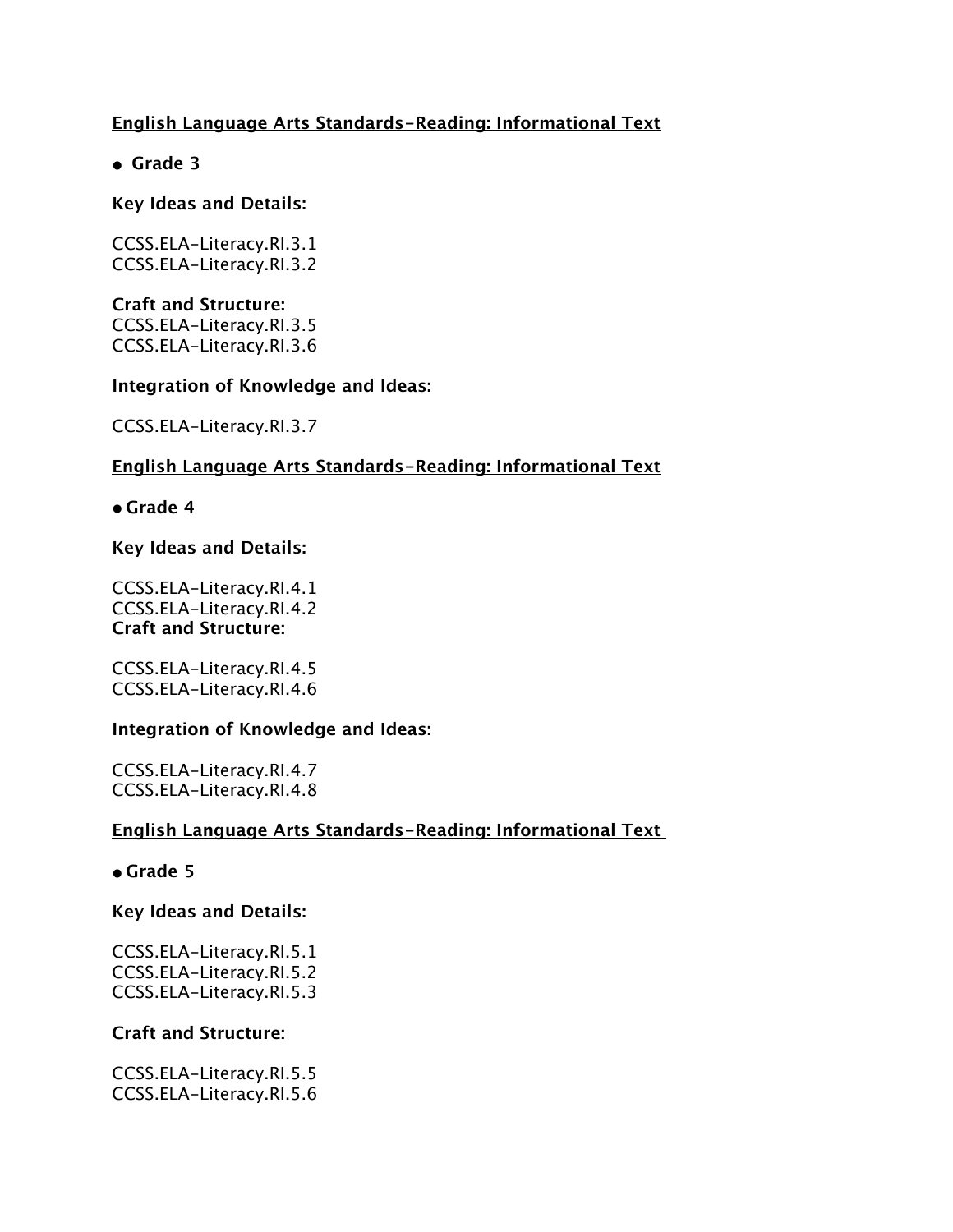<u>**English Language Arts Standards-Reading: Informational Text**</u>

- **Grade 3**

**Key Ideas and Details:**

CCSS.ELA-Literacy.RI.3.1
CCSS.ELA-Literacy.RI.3.2

**Craft and Structure:**
CCSS.ELA-Literacy.RI.3.5
CCSS.ELA-Literacy.RI.3.6

**Integration of Knowledge and Ideas:**

CCSS.ELA-Literacy.RI.3.7

<u>**English Language Arts Standards-Reading: Informational Text**</u>

- **Grade 4**

**Key Ideas and Details:**

CCSS.ELA-Literacy.RI.4.1
CCSS.ELA-Literacy.RI.4.2
**Craft and Structure:**

CCSS.ELA-Literacy.RI.4.5
CCSS.ELA-Literacy.RI.4.6

**Integration of Knowledge and Ideas:**

CCSS.ELA-Literacy.RI.4.7
CCSS.ELA-Literacy.RI.4.8

<u>**English Language Arts Standards-Reading: Informational Text**</u>

- **Grade 5**

**Key Ideas and Details:**

CCSS.ELA-Literacy.RI.5.1
CCSS.ELA-Literacy.RI.5.2
CCSS.ELA-Literacy.RI.5.3

**Craft and Structure:**

CCSS.ELA-Literacy.RI.5.5
CCSS.ELA-Literacy.RI.5.6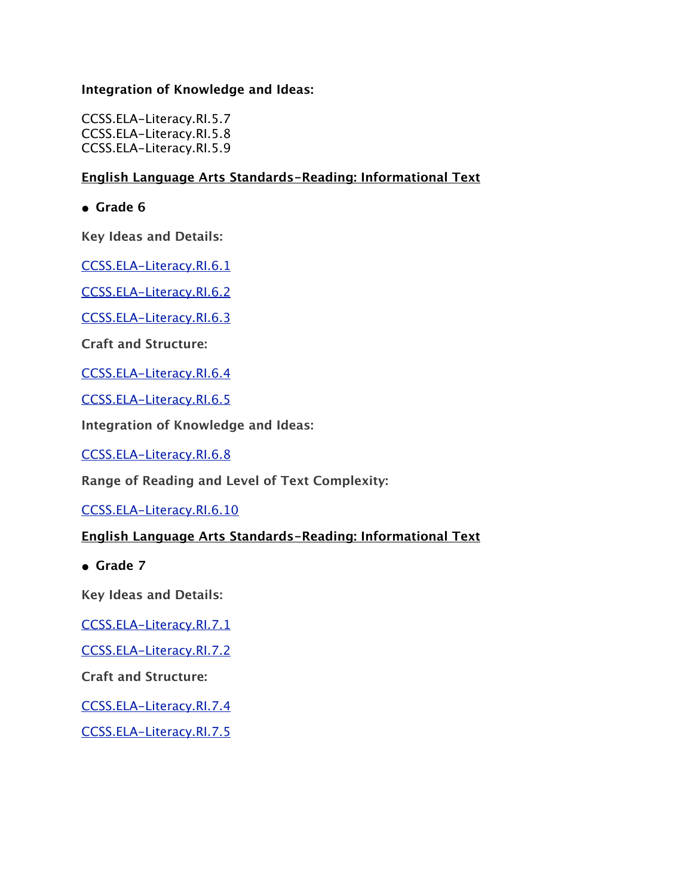**Integration of Knowledge and Ideas:**

CCSS.ELA-Literacy.RI.5.7
CCSS.ELA-Literacy.RI.5.8
CCSS.ELA-Literacy.RI.5.9

**English Language Arts Standards-Reading: Informational Text**

- **Grade 6**

**Key Ideas and Details:**

CCSS.ELA-Literacy.RI.6.1

CCSS.ELA-Literacy.RI.6.2

CCSS.ELA-Literacy.RI.6.3

**Craft and Structure:**

CCSS.ELA-Literacy.RI.6.4

CCSS.ELA-Literacy.RI.6.5

**Integration of Knowledge and Ideas:**

CCSS.ELA-Literacy.RI.6.8

**Range of Reading and Level of Text Complexity:**

CCSS.ELA-Literacy.RI.6.10

**English Language Arts Standards-Reading: Informational Text**

- **Grade 7**

**Key Ideas and Details:**

CCSS.ELA-Literacy.RI.7.1

CCSS.ELA-Literacy.RI.7.2

**Craft and Structure:**

CCSS.ELA-Literacy.RI.7.4

CCSS.ELA-Literacy.RI.7.5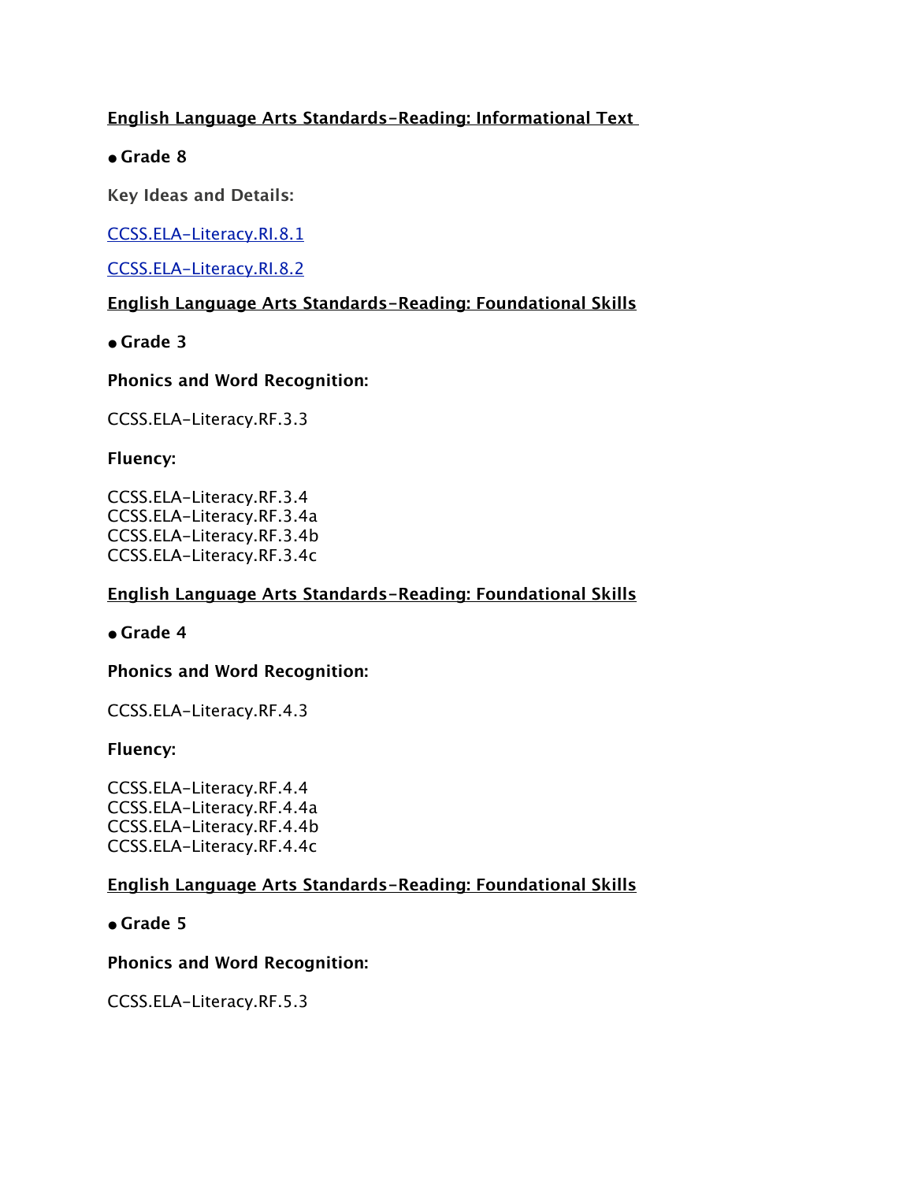**English Language Arts Standards-Reading: Informational Text**

- **Grade 8**

**Key Ideas and Details:**

CCSS.ELA-Literacy.RI.8.1

CCSS.ELA-Literacy.RI.8.2

**English Language Arts Standards-Reading: Foundational Skills**

- **Grade 3**

**Phonics and Word Recognition:**

CCSS.ELA-Literacy.RF.3.3

**Fluency:**

CCSS.ELA-Literacy.RF.3.4
CCSS.ELA-Literacy.RF.3.4a
CCSS.ELA-Literacy.RF.3.4b
CCSS.ELA-Literacy.RF.3.4c

**English Language Arts Standards-Reading: Foundational Skills**

- **Grade 4**

**Phonics and Word Recognition:**

CCSS.ELA-Literacy.RF.4.3

**Fluency:**

CCSS.ELA-Literacy.RF.4.4
CCSS.ELA-Literacy.RF.4.4a
CCSS.ELA-Literacy.RF.4.4b
CCSS.ELA-Literacy.RF.4.4c

**English Language Arts Standards-Reading: Foundational Skills**

- **Grade 5**

**Phonics and Word Recognition:**

CCSS.ELA-Literacy.RF.5.3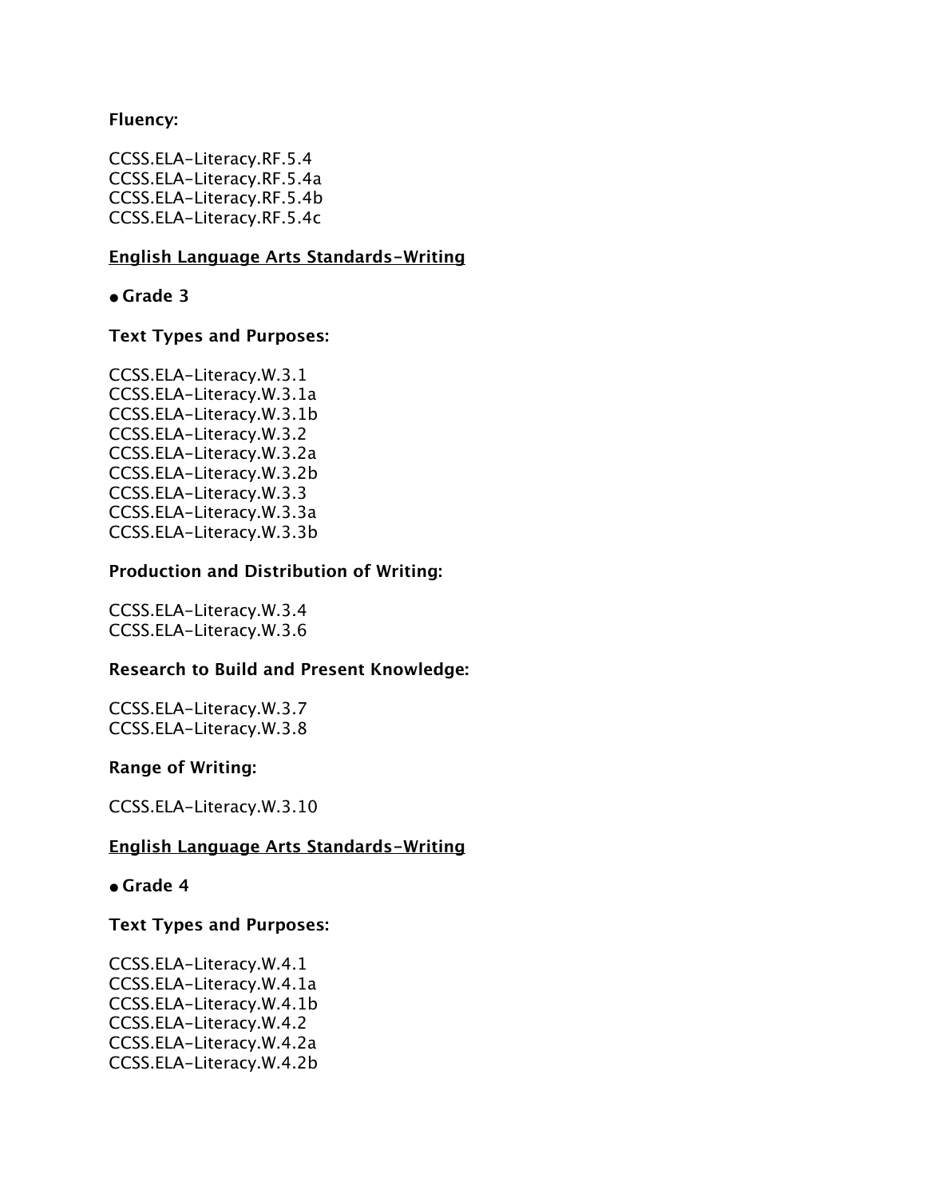**Fluency:**

CCSS.ELA-Literacy.RF.5.4
CCSS.ELA-Literacy.RF.5.4a
CCSS.ELA-Literacy.RF.5.4b
CCSS.ELA-Literacy.RF.5.4c

**English Language Arts Standards-Writing**

- **Grade 3**

**Text Types and Purposes:**

CCSS.ELA-Literacy.W.3.1
CCSS.ELA-Literacy.W.3.1a
CCSS.ELA-Literacy.W.3.1b
CCSS.ELA-Literacy.W.3.2
CCSS.ELA-Literacy.W.3.2a
CCSS.ELA-Literacy.W.3.2b
CCSS.ELA-Literacy.W.3.3
CCSS.ELA-Literacy.W.3.3a
CCSS.ELA-Literacy.W.3.3b

**Production and Distribution of Writing:**

CCSS.ELA-Literacy.W.3.4
CCSS.ELA-Literacy.W.3.6

**Research to Build and Present Knowledge:**

CCSS.ELA-Literacy.W.3.7
CCSS.ELA-Literacy.W.3.8

**Range of Writing:**

CCSS.ELA-Literacy.W.3.10

**English Language Arts Standards-Writing**

- **Grade 4**

**Text Types and Purposes:**

CCSS.ELA-Literacy.W.4.1
CCSS.ELA-Literacy.W.4.1a
CCSS.ELA-Literacy.W.4.1b
CCSS.ELA-Literacy.W.4.2
CCSS.ELA-Literacy.W.4.2a
CCSS.ELA-Literacy.W.4.2b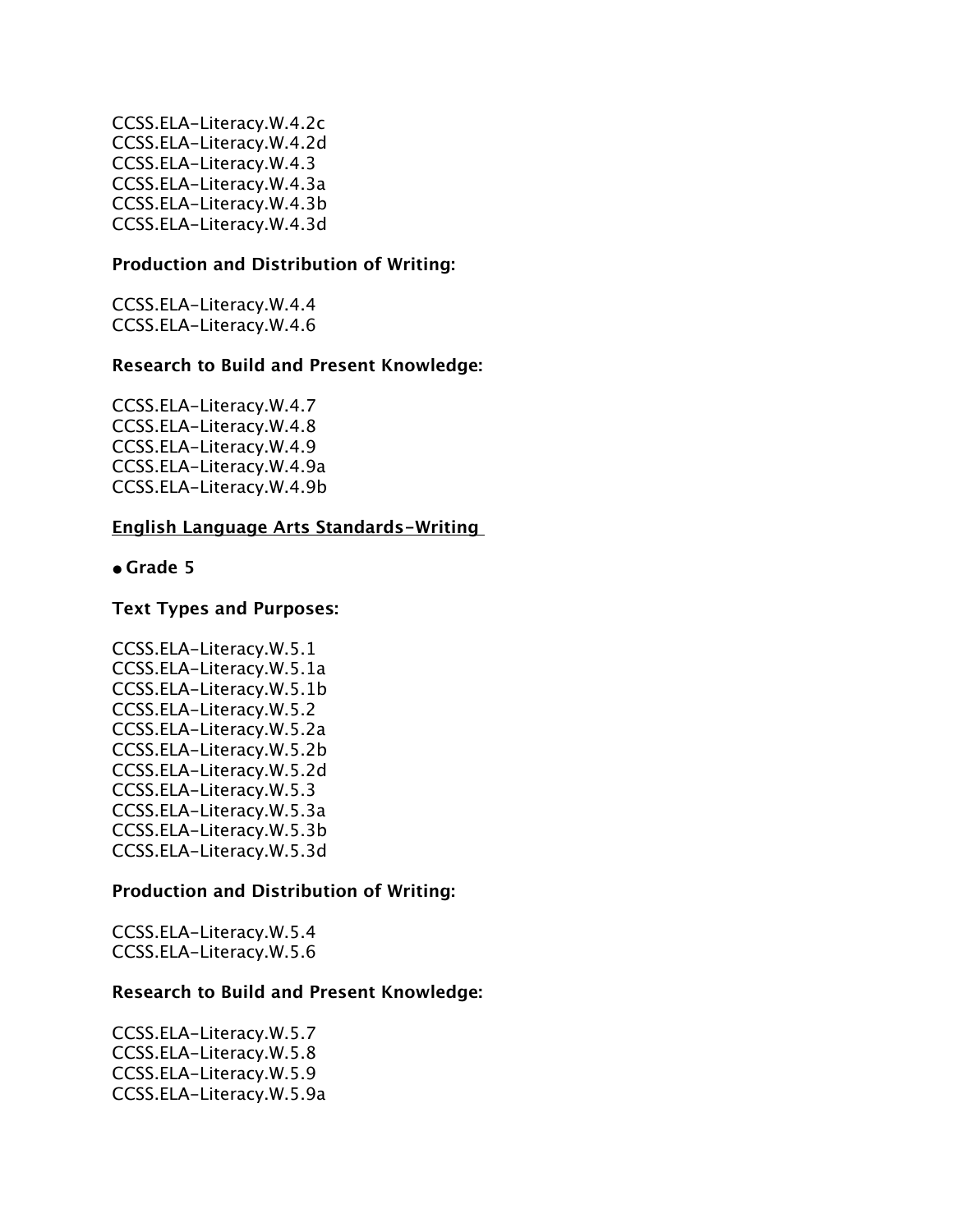CCSS.ELA-Literacy.W.4.2c
CCSS.ELA-Literacy.W.4.2d
CCSS.ELA-Literacy.W.4.3
CCSS.ELA-Literacy.W.4.3a
CCSS.ELA-Literacy.W.4.3b
CCSS.ELA-Literacy.W.4.3d

**Production and Distribution of Writing:**

CCSS.ELA-Literacy.W.4.4
CCSS.ELA-Literacy.W.4.6

**Research to Build and Present Knowledge:**

CCSS.ELA-Literacy.W.4.7
CCSS.ELA-Literacy.W.4.8
CCSS.ELA-Literacy.W.4.9
CCSS.ELA-Literacy.W.4.9a
CCSS.ELA-Literacy.W.4.9b

**English Language Arts Standards-Writing**

- **Grade 5**

**Text Types and Purposes:**

CCSS.ELA-Literacy.W.5.1
CCSS.ELA-Literacy.W.5.1a
CCSS.ELA-Literacy.W.5.1b
CCSS.ELA-Literacy.W.5.2
CCSS.ELA-Literacy.W.5.2a
CCSS.ELA-Literacy.W.5.2b
CCSS.ELA-Literacy.W.5.2d
CCSS.ELA-Literacy.W.5.3
CCSS.ELA-Literacy.W.5.3a
CCSS.ELA-Literacy.W.5.3b
CCSS.ELA-Literacy.W.5.3d

**Production and Distribution of Writing:**

CCSS.ELA-Literacy.W.5.4
CCSS.ELA-Literacy.W.5.6

**Research to Build and Present Knowledge:**

CCSS.ELA-Literacy.W.5.7
CCSS.ELA-Literacy.W.5.8
CCSS.ELA-Literacy.W.5.9
CCSS.ELA-Literacy.W.5.9a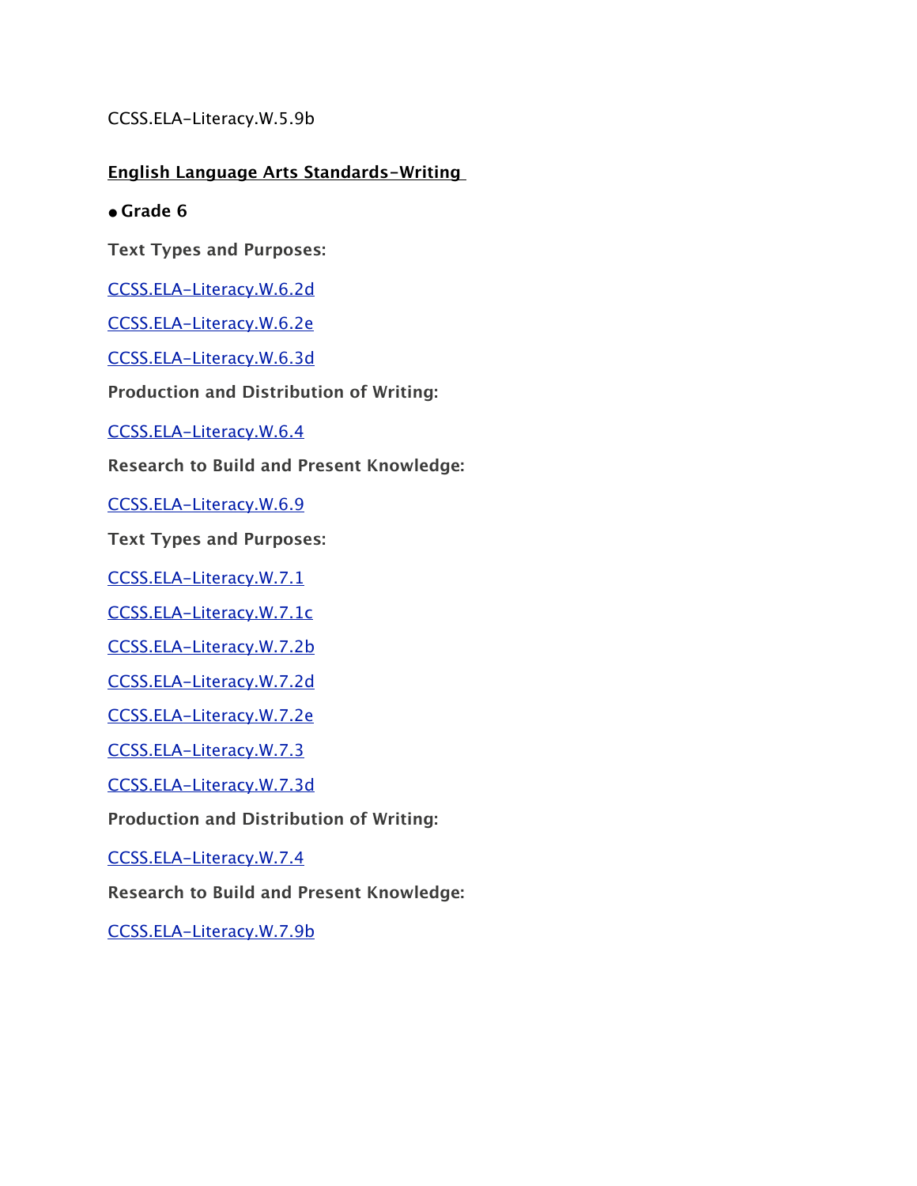CCSS.ELA-Literacy.W.5.9b

**English Language Arts Standards-Writing**

- **Grade 6**

**Text Types and Purposes:**

CCSS.ELA-Literacy.W.6.2d

CCSS.ELA-Literacy.W.6.2e

CCSS.ELA-Literacy.W.6.3d

**Production and Distribution of Writing:**

CCSS.ELA-Literacy.W.6.4

**Research to Build and Present Knowledge:**

CCSS.ELA-Literacy.W.6.9

**Text Types and Purposes:**

CCSS.ELA-Literacy.W.7.1

CCSS.ELA-Literacy.W.7.1c

CCSS.ELA-Literacy.W.7.2b

CCSS.ELA-Literacy.W.7.2d

CCSS.ELA-Literacy.W.7.2e

CCSS.ELA-Literacy.W.7.3

CCSS.ELA-Literacy.W.7.3d

**Production and Distribution of Writing:**

CCSS.ELA-Literacy.W.7.4

**Research to Build and Present Knowledge:**

CCSS.ELA-Literacy.W.7.9b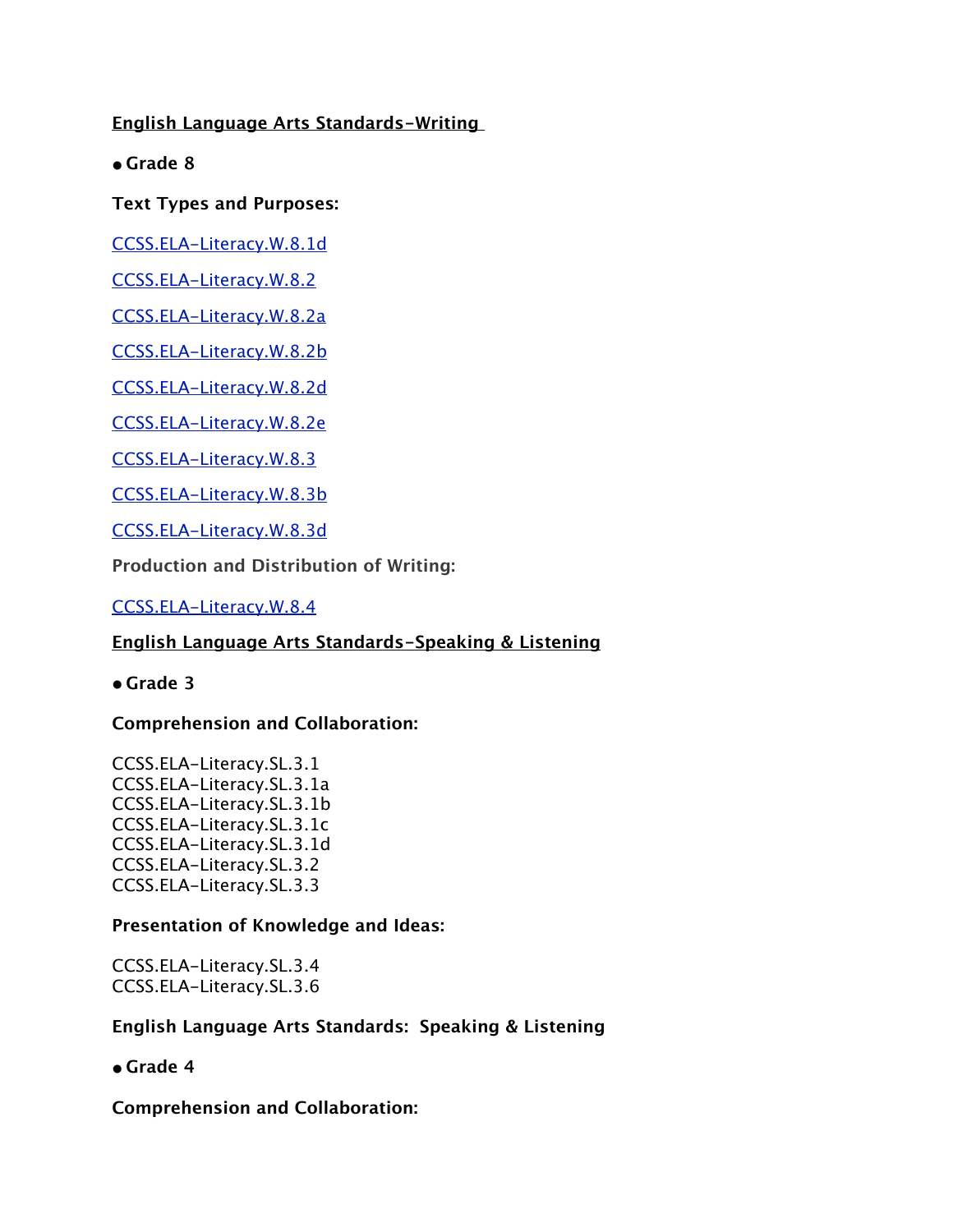**English Language Arts Standards-Writing**

- **Grade 8**

**Text Types and Purposes:**

CCSS.ELA-Literacy.W.8.1d

CCSS.ELA-Literacy.W.8.2

CCSS.ELA-Literacy.W.8.2a

CCSS.ELA-Literacy.W.8.2b

CCSS.ELA-Literacy.W.8.2d

CCSS.ELA-Literacy.W.8.2e

CCSS.ELA-Literacy.W.8.3

CCSS.ELA-Literacy.W.8.3b

CCSS.ELA-Literacy.W.8.3d

**Production and Distribution of Writing:**

CCSS.ELA-Literacy.W.8.4

**English Language Arts Standards-Speaking & Listening**

- **Grade 3**

**Comprehension and Collaboration:**

CCSS.ELA-Literacy.SL.3.1
CCSS.ELA-Literacy.SL.3.1a
CCSS.ELA-Literacy.SL.3.1b
CCSS.ELA-Literacy.SL.3.1c
CCSS.ELA-Literacy.SL.3.1d
CCSS.ELA-Literacy.SL.3.2
CCSS.ELA-Literacy.SL.3.3

**Presentation of Knowledge and Ideas:**

CCSS.ELA-Literacy.SL.3.4
CCSS.ELA-Literacy.SL.3.6

**English Language Arts Standards: Speaking & Listening**

- **Grade 4**

**Comprehension and Collaboration:**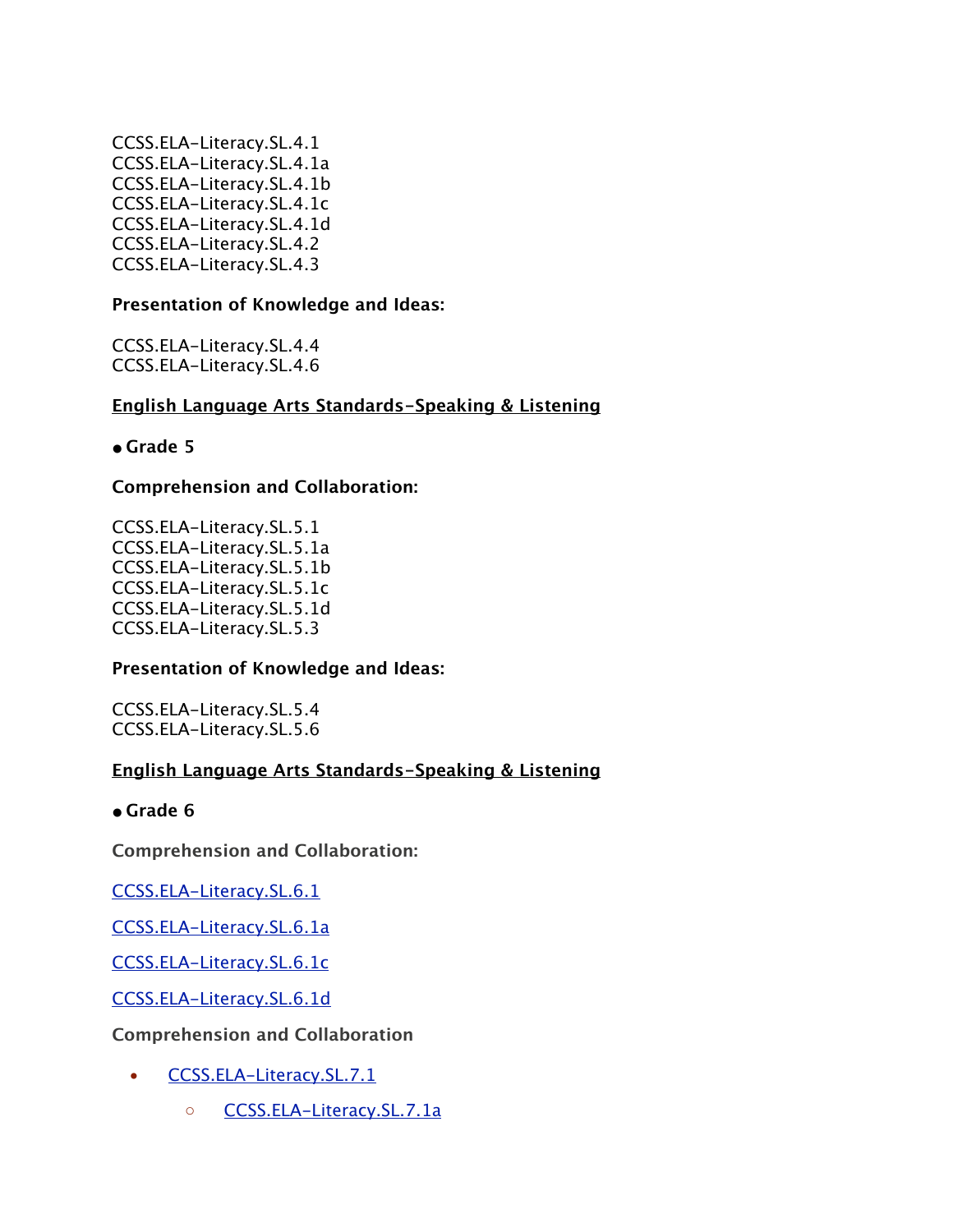CCSS.ELA-Literacy.SL.4.1
CCSS.ELA-Literacy.SL.4.1a
CCSS.ELA-Literacy.SL.4.1b
CCSS.ELA-Literacy.SL.4.1c
CCSS.ELA-Literacy.SL.4.1d
CCSS.ELA-Literacy.SL.4.2
CCSS.ELA-Literacy.SL.4.3

**Presentation of Knowledge and Ideas:**

CCSS.ELA-Literacy.SL.4.4
CCSS.ELA-Literacy.SL.4.6

**English Language Arts Standards-Speaking & Listening**

- **Grade 5**

**Comprehension and Collaboration:**

CCSS.ELA-Literacy.SL.5.1
CCSS.ELA-Literacy.SL.5.1a
CCSS.ELA-Literacy.SL.5.1b
CCSS.ELA-Literacy.SL.5.1c
CCSS.ELA-Literacy.SL.5.1d
CCSS.ELA-Literacy.SL.5.3

**Presentation of Knowledge and Ideas:**

CCSS.ELA-Literacy.SL.5.4
CCSS.ELA-Literacy.SL.5.6

**English Language Arts Standards-Speaking & Listening**

- **Grade 6**

**Comprehension and Collaboration:**

CCSS.ELA-Literacy.SL.6.1

CCSS.ELA-Literacy.SL.6.1a

CCSS.ELA-Literacy.SL.6.1c

CCSS.ELA-Literacy.SL.6.1d

**Comprehension and Collaboration**

- CCSS.ELA-Literacy.SL.7.1
  - CCSS.ELA-Literacy.SL.7.1a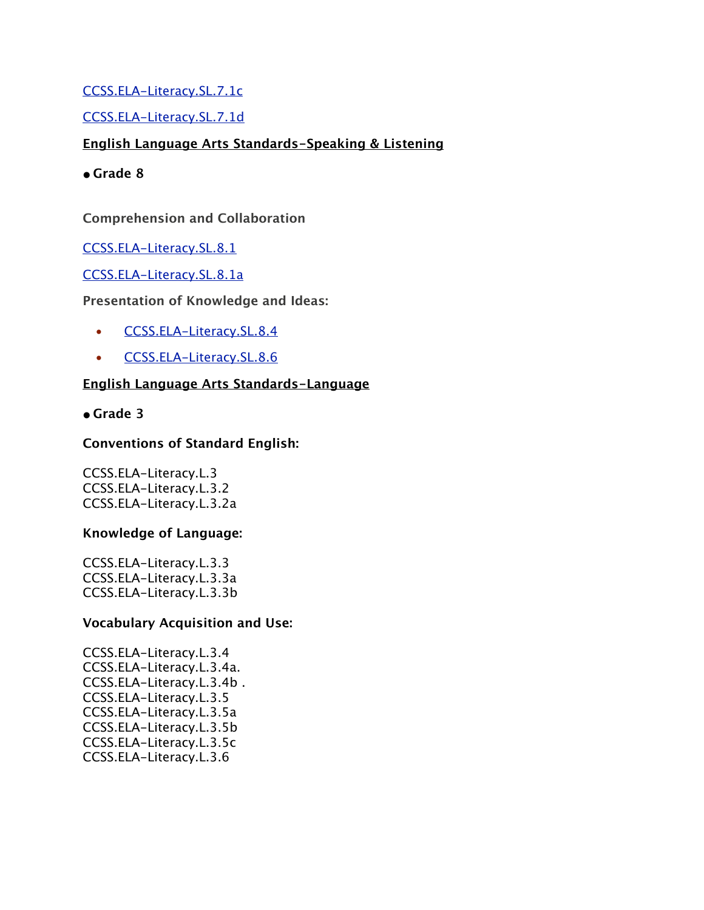CCSS.ELA-Literacy.SL.7.1c

CCSS.ELA-Literacy.SL.7.1d

**English Language Arts Standards-Speaking & Listening**

- **Grade 8**

**Comprehension and Collaboration**

CCSS.ELA-Literacy.SL.8.1

CCSS.ELA-Literacy.SL.8.1a

**Presentation of Knowledge and Ideas:**

- CCSS.ELA-Literacy.SL.8.4
- CCSS.ELA-Literacy.SL.8.6

**English Language Arts Standards-Language**

- **Grade 3**

**Conventions of Standard English:**

CCSS.ELA-Literacy.L.3
CCSS.ELA-Literacy.L.3.2
CCSS.ELA-Literacy.L.3.2a

**Knowledge of Language:**

CCSS.ELA-Literacy.L.3.3
CCSS.ELA-Literacy.L.3.3a
CCSS.ELA-Literacy.L.3.3b

**Vocabulary Acquisition and Use:**

CCSS.ELA-Literacy.L.3.4
CCSS.ELA-Literacy.L.3.4a.
CCSS.ELA-Literacy.L.3.4b .
CCSS.ELA-Literacy.L.3.5
CCSS.ELA-Literacy.L.3.5a
CCSS.ELA-Literacy.L.3.5b
CCSS.ELA-Literacy.L.3.5c
CCSS.ELA-Literacy.L.3.6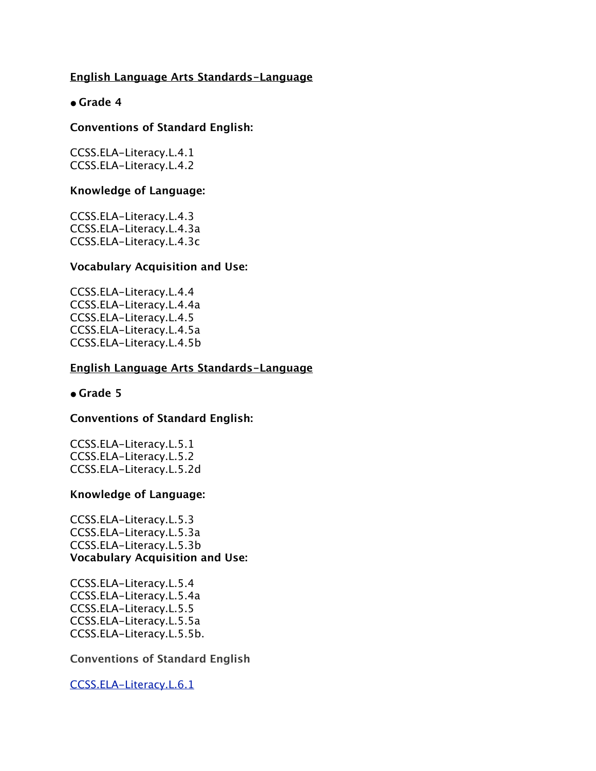<u>**English Language Arts Standards-Language**</u>

- **Grade 4**

**Conventions of Standard English:**

CCSS.ELA-Literacy.L.4.1
CCSS.ELA-Literacy.L.4.2

**Knowledge of Language:**

CCSS.ELA-Literacy.L.4.3
CCSS.ELA-Literacy.L.4.3a
CCSS.ELA-Literacy.L.4.3c

**Vocabulary Acquisition and Use:**

CCSS.ELA-Literacy.L.4.4
CCSS.ELA-Literacy.L.4.4a
CCSS.ELA-Literacy.L.4.5
CCSS.ELA-Literacy.L.4.5a
CCSS.ELA-Literacy.L.4.5b

<u>**English Language Arts Standards-Language**</u>

- **Grade 5**

**Conventions of Standard English:**

CCSS.ELA-Literacy.L.5.1
CCSS.ELA-Literacy.L.5.2
CCSS.ELA-Literacy.L.5.2d

**Knowledge of Language:**

CCSS.ELA-Literacy.L.5.3
CCSS.ELA-Literacy.L.5.3a
CCSS.ELA-Literacy.L.5.3b
**Vocabulary Acquisition and Use:**

CCSS.ELA-Literacy.L.5.4
CCSS.ELA-Literacy.L.5.4a
CCSS.ELA-Literacy.L.5.5
CCSS.ELA-Literacy.L.5.5a
CCSS.ELA-Literacy.L.5.5b.

**Conventions of Standard English**

<u>CCSS.ELA-Literacy.L.6.1</u>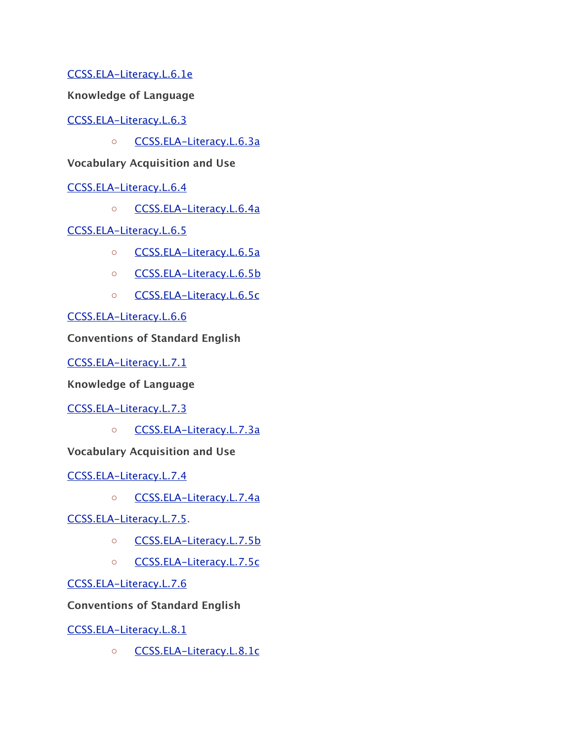CCSS.ELA-Literacy.L.6.1e

**Knowledge of Language**

CCSS.ELA-Literacy.L.6.3

- CCSS.ELA-Literacy.L.6.3a

**Vocabulary Acquisition and Use**

CCSS.ELA-Literacy.L.6.4

- CCSS.ELA-Literacy.L.6.4a

CCSS.ELA-Literacy.L.6.5

- CCSS.ELA-Literacy.L.6.5a
- CCSS.ELA-Literacy.L.6.5b
- CCSS.ELA-Literacy.L.6.5c

CCSS.ELA-Literacy.L.6.6

**Conventions of Standard English**

CCSS.ELA-Literacy.L.7.1

**Knowledge of Language**

CCSS.ELA-Literacy.L.7.3

- CCSS.ELA-Literacy.L.7.3a

**Vocabulary Acquisition and Use**

CCSS.ELA-Literacy.L.7.4

- CCSS.ELA-Literacy.L.7.4a

CCSS.ELA-Literacy.L.7.5.

- CCSS.ELA-Literacy.L.7.5b
- CCSS.ELA-Literacy.L.7.5c

CCSS.ELA-Literacy.L.7.6

**Conventions of Standard English**

CCSS.ELA-Literacy.L.8.1

- CCSS.ELA-Literacy.L.8.1c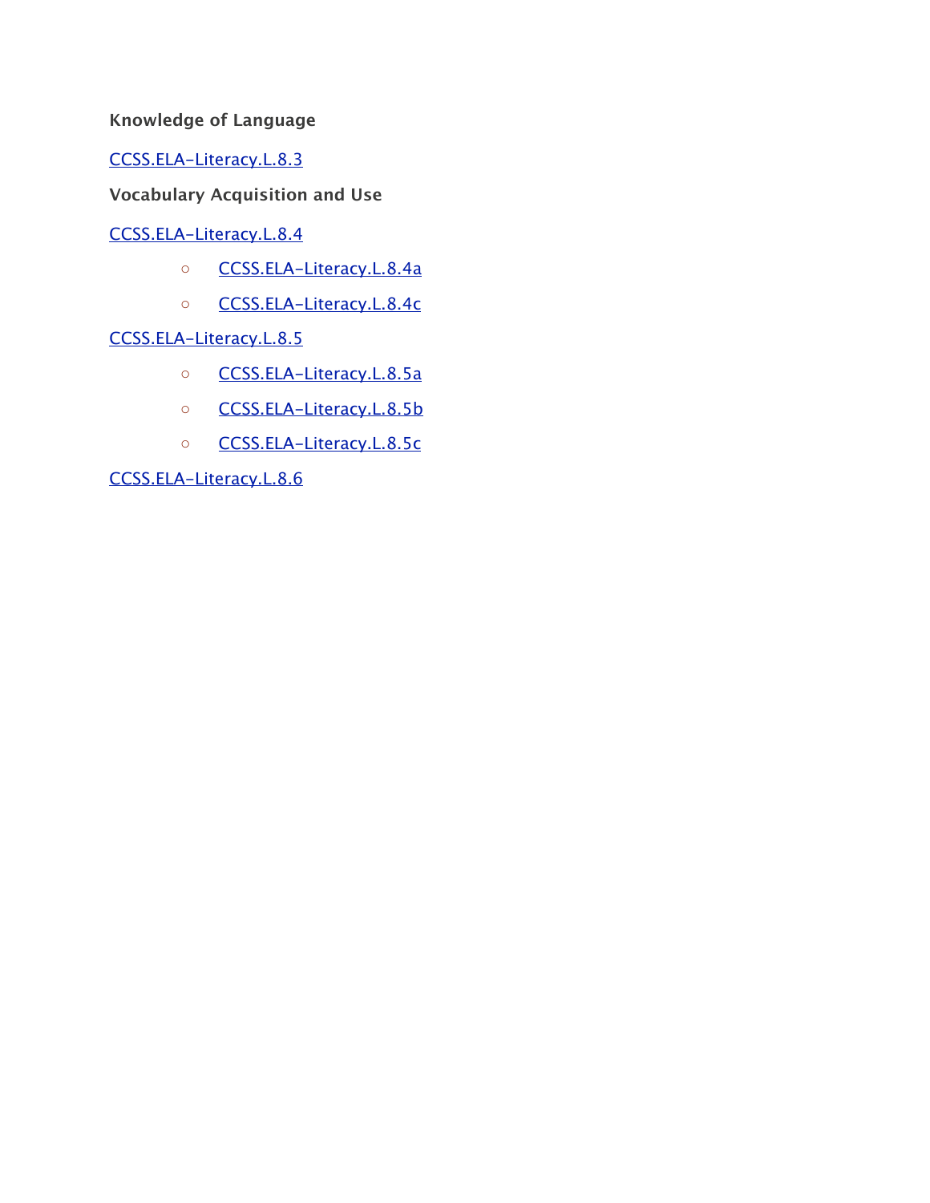**Knowledge of Language**

CCSS.ELA-Literacy.L.8.3

**Vocabulary Acquisition and Use**

CCSS.ELA-Literacy.L.8.4

- CCSS.ELA-Literacy.L.8.4a
- CCSS.ELA-Literacy.L.8.4c

CCSS.ELA-Literacy.L.8.5

- CCSS.ELA-Literacy.L.8.5a
- CCSS.ELA-Literacy.L.8.5b
- CCSS.ELA-Literacy.L.8.5c

CCSS.ELA-Literacy.L.8.6